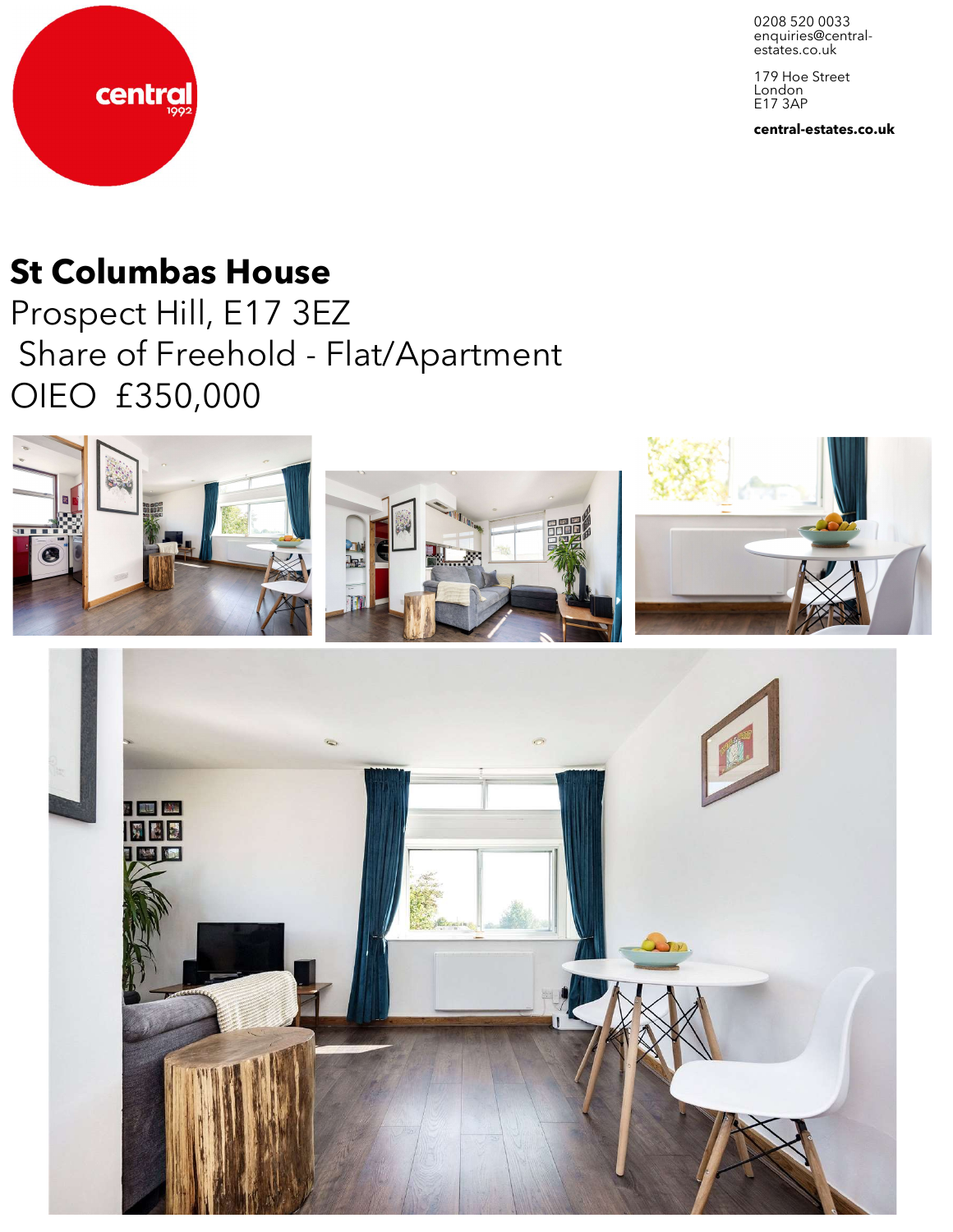central
1992

0208 520 0033
enquiries@central-estates.co.uk

179 Hoe Street
London
E17 3AP

**central-estates.co.uk**

# St Columbas House

Prospect Hill, E17 3EZ
Share of Freehold - Flat/Apartment
OIEO £350,000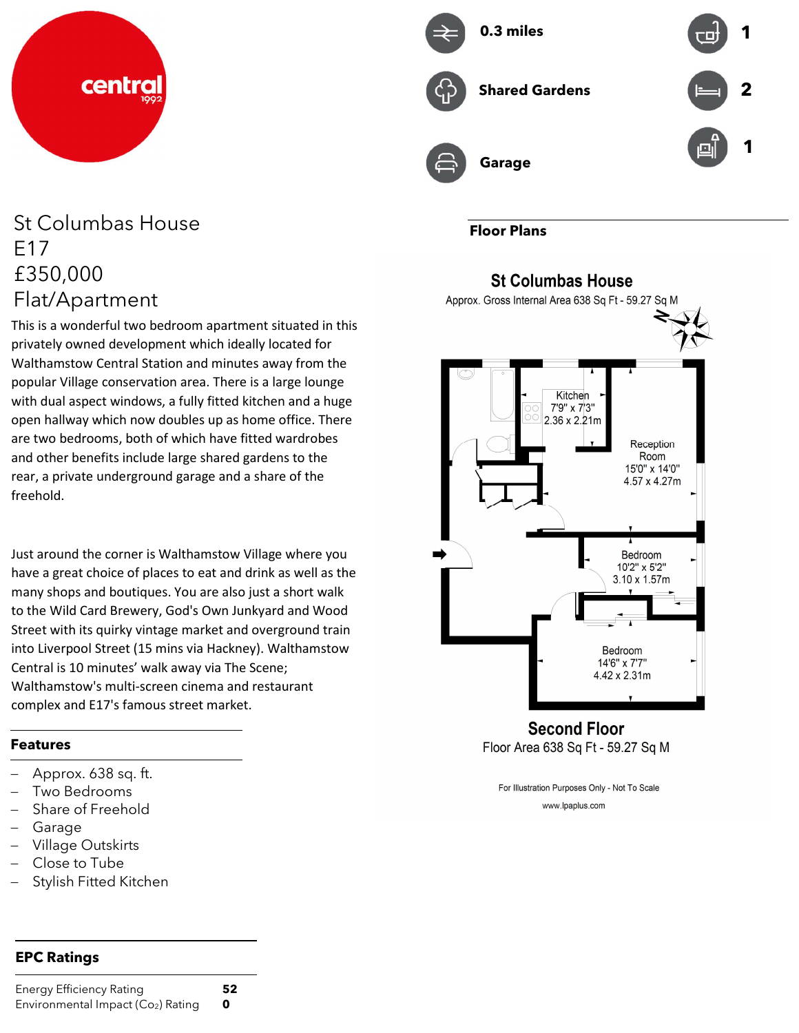central 1992

0.3 miles

Shared Gardens

Garage

1

2

1

# St Columbas House
# E17
# £350,000
# Flat/Apartment

This is a wonderful two bedroom apartment situated in this privately owned development which ideally located for Walthamstow Central Station and minutes away from the popular Village conservation area. There is a large lounge with dual aspect windows, a fully fitted kitchen and a huge open hallway which now doubles up as home office. There are two bedrooms, both of which have fitted wardrobes and other benefits include large shared gardens to the rear, a private underground garage and a share of the freehold.

Just around the corner is Walthamstow Village where you have a great choice of places to eat and drink as well as the many shops and boutiques. You are also just a short walk to the Wild Card Brewery, God's Own Junkyard and Wood Street with its quirky vintage market and overground train into Liverpool Street (15 mins via Hackney). Walthamstow Central is 10 minutes' walk away via The Scene; Walthamstow's multi-screen cinema and restaurant complex and E17's famous street market.

## Features

- Approx. 638 sq. ft.
- Two Bedrooms
- Share of Freehold
- Garage
- Village Outskirts
- Close to Tube
- Stylish Fitted Kitchen

## EPC Ratings

| | |
|---|---|
| Energy Efficiency Rating | **52** |
| Environmental Impact ($CO_2$) Rating | **0** |

## Floor Plans

**St Columbas House**

Approx. Gross Internal Area 638 Sq Ft - 59.27 Sq M

Kitchen
7'9" x 7'3"
2.36 x 2.21m

Reception Room
15'0" x 14'0"
4.57 x 4.27m

Bedroom
10'2" x 5'2"
3.10 x 1.57m

Bedroom
14'6" x 7'7"
4.42 x 2.31m

**Second Floor**

Floor Area 638 Sq Ft - 59.27 Sq M

For Illustration Purposes Only - Not To Scale

www.lpaplus.com